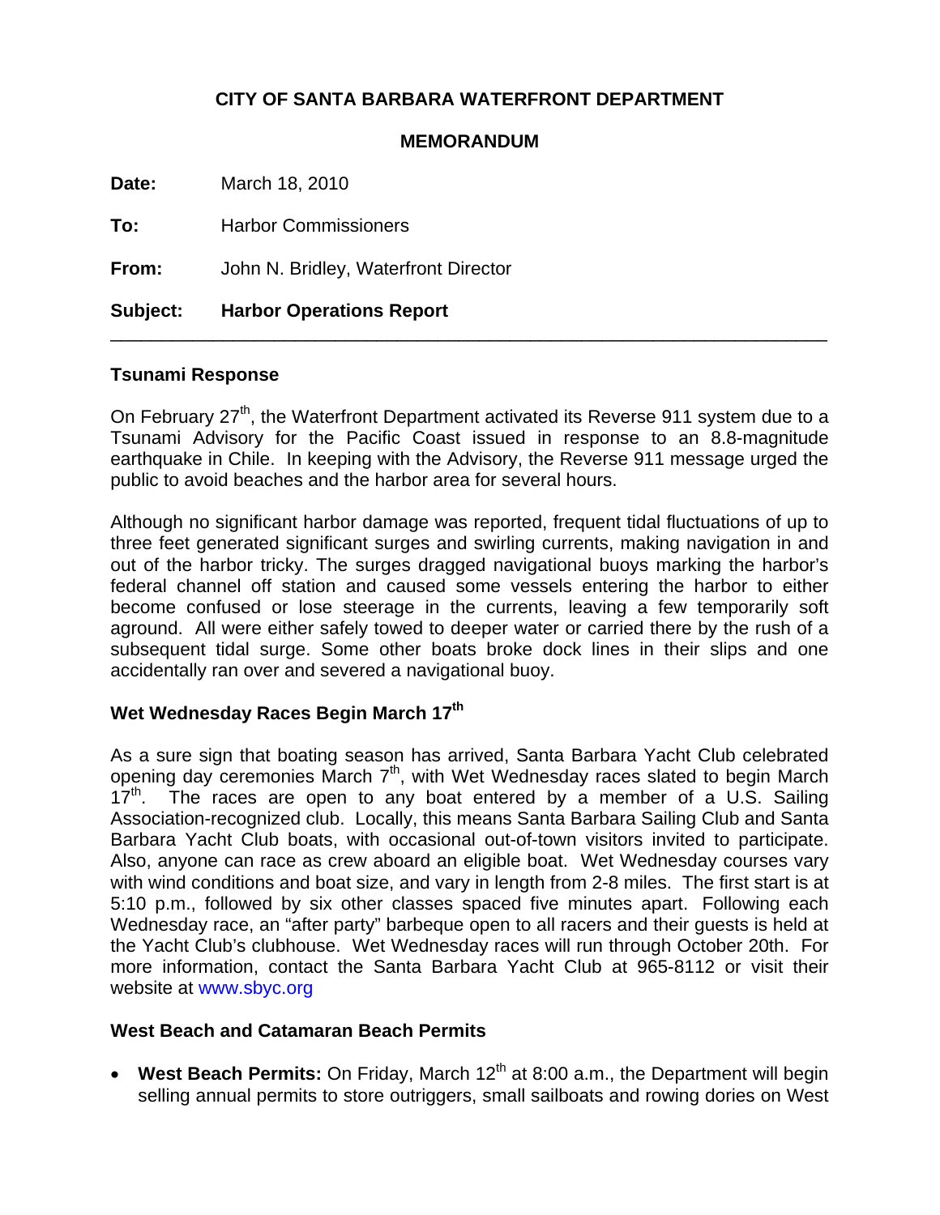**CITY OF SANTA BARBARA WATERFRONT DEPARTMENT**

**MEMORANDUM**

**Date:** March 18, 2010

**To:** Harbor Commissioners

**From:** John N. Bridley, Waterfront Director

**Subject:** **Harbor Operations Report**

---

### Tsunami Response

On February 27th, the Waterfront Department activated its Reverse 911 system due to a Tsunami Advisory for the Pacific Coast issued in response to an 8.8-magnitude earthquake in Chile. In keeping with the Advisory, the Reverse 911 message urged the public to avoid beaches and the harbor area for several hours.

Although no significant harbor damage was reported, frequent tidal fluctuations of up to three feet generated significant surges and swirling currents, making navigation in and out of the harbor tricky. The surges dragged navigational buoys marking the harbor's federal channel off station and caused some vessels entering the harbor to either become confused or lose steerage in the currents, leaving a few temporarily soft aground. All were either safely towed to deeper water or carried there by the rush of a subsequent tidal surge. Some other boats broke dock lines in their slips and one accidentally ran over and severed a navigational buoy.

### Wet Wednesday Races Begin March 17th

As a sure sign that boating season has arrived, Santa Barbara Yacht Club celebrated opening day ceremonies March 7th, with Wet Wednesday races slated to begin March 17th. The races are open to any boat entered by a member of a U.S. Sailing Association-recognized club. Locally, this means Santa Barbara Sailing Club and Santa Barbara Yacht Club boats, with occasional out-of-town visitors invited to participate. Also, anyone can race as crew aboard an eligible boat. Wet Wednesday courses vary with wind conditions and boat size, and vary in length from 2-8 miles. The first start is at 5:10 p.m., followed by six other classes spaced five minutes apart. Following each Wednesday race, an "after party" barbeque open to all racers and their guests is held at the Yacht Club's clubhouse. Wet Wednesday races will run through October 20th. For more information, contact the Santa Barbara Yacht Club at 965-8112 or visit their website at www.sbyc.org

### West Beach and Catamaran Beach Permits

- **West Beach Permits:** On Friday, March 12th at 8:00 a.m., the Department will begin selling annual permits to store outriggers, small sailboats and rowing dories on West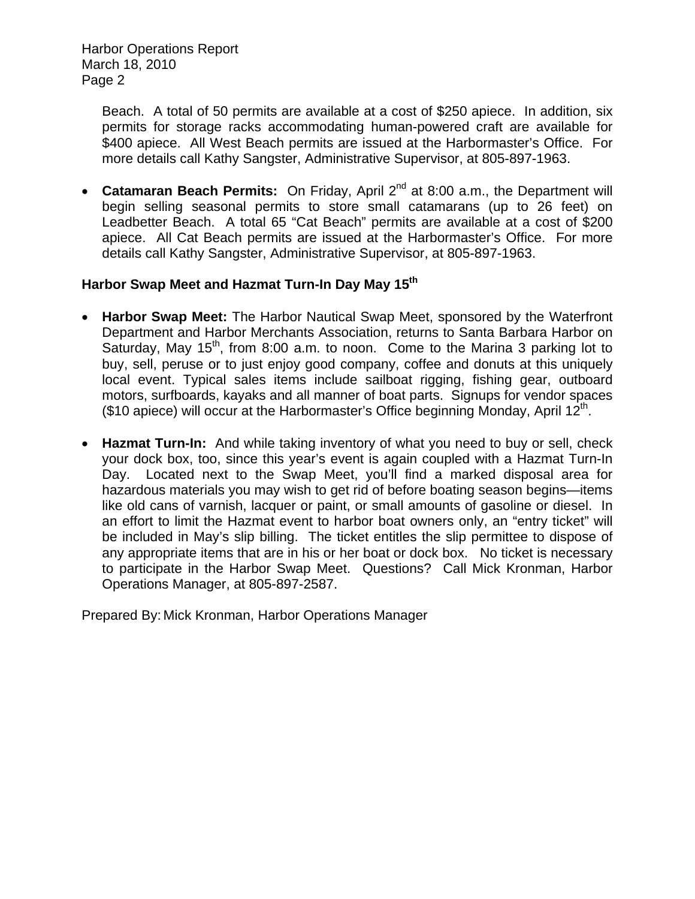Beach. A total of 50 permits are available at a cost of $250 apiece. In addition, six permits for storage racks accommodating human-powered craft are available for $400 apiece. All West Beach permits are issued at the Harbormaster's Office. For more details call Kathy Sangster, Administrative Supervisor, at 805-897-1963.

- **Catamaran Beach Permits:** On Friday, April 2nd at 8:00 a.m., the Department will begin selling seasonal permits to store small catamarans (up to 26 feet) on Leadbetter Beach. A total 65 "Cat Beach" permits are available at a cost of $200 apiece. All Cat Beach permits are issued at the Harbormaster's Office. For more details call Kathy Sangster, Administrative Supervisor, at 805-897-1963.

**Harbor Swap Meet and Hazmat Turn-In Day May 15th**

- **Harbor Swap Meet:** The Harbor Nautical Swap Meet, sponsored by the Waterfront Department and Harbor Merchants Association, returns to Santa Barbara Harbor on Saturday, May 15th, from 8:00 a.m. to noon. Come to the Marina 3 parking lot to buy, sell, peruse or to just enjoy good company, coffee and donuts at this uniquely local event. Typical sales items include sailboat rigging, fishing gear, outboard motors, surfboards, kayaks and all manner of boat parts. Signups for vendor spaces ($10 apiece) will occur at the Harbormaster's Office beginning Monday, April 12th.

- **Hazmat Turn-In:** And while taking inventory of what you need to buy or sell, check your dock box, too, since this year's event is again coupled with a Hazmat Turn-In Day. Located next to the Swap Meet, you'll find a marked disposal area for hazardous materials you may wish to get rid of before boating season begins—items like old cans of varnish, lacquer or paint, or small amounts of gasoline or diesel. In an effort to limit the Hazmat event to harbor boat owners only, an "entry ticket" will be included in May's slip billing. The ticket entitles the slip permittee to dispose of any appropriate items that are in his or her boat or dock box. No ticket is necessary to participate in the Harbor Swap Meet. Questions? Call Mick Kronman, Harbor Operations Manager, at 805-897-2587.

Prepared By: Mick Kronman, Harbor Operations Manager